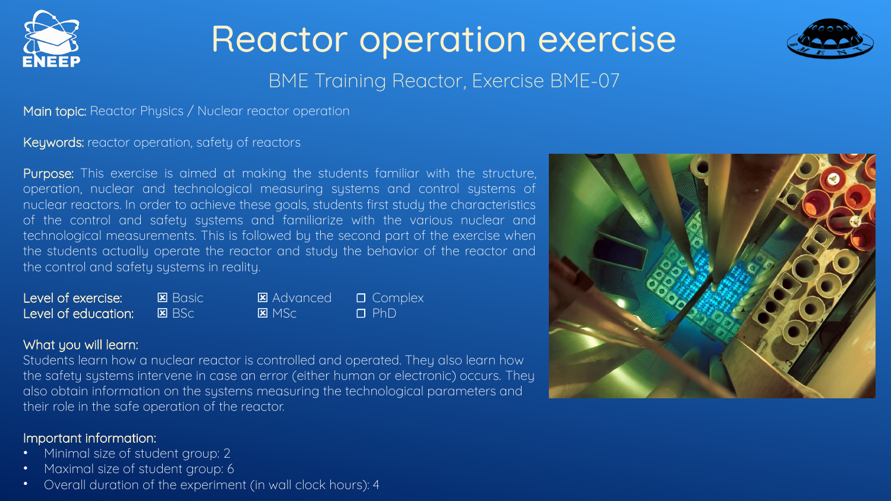# Reactor operation exercise

## BME Training Reactor, Exercise BME-07

**Main topic:** Reactor Physics / Nuclear reactor operation

**Keywords:** reactor operation, safety of reactors

**Purpose:** This exercise is aimed at making the students familiar with the structure, operation, nuclear and technological measuring systems and control systems of nuclear reactors. In order to achieve these goals, students first study the characteristics of the control and safety systems and familiarize with the various nuclear and technological measurements. This is followed by the second part of the exercise when the students actually operate the reactor and study the behavior of the reactor and the control and safety systems in reality.

| | | | |
|---|---|---|---|
| **Level of exercise:** | ☒ Basic | ☒ Advanced | ☐ Complex |
| **Level of education:** | ☒ BSc | ☒ MSc | ☐ PhD |

**What you will learn:**

Students learn how a nuclear reactor is controlled and operated. They also learn how the safety systems intervene in case an error (either human or electronic) occurs. They also obtain information on the systems measuring the technological parameters and their role in the safe operation of the reactor.

**Important information:**

- Minimal size of student group: 2
- Maximal size of student group: 6
- Overall duration of the experiment (in wall clock hours): 4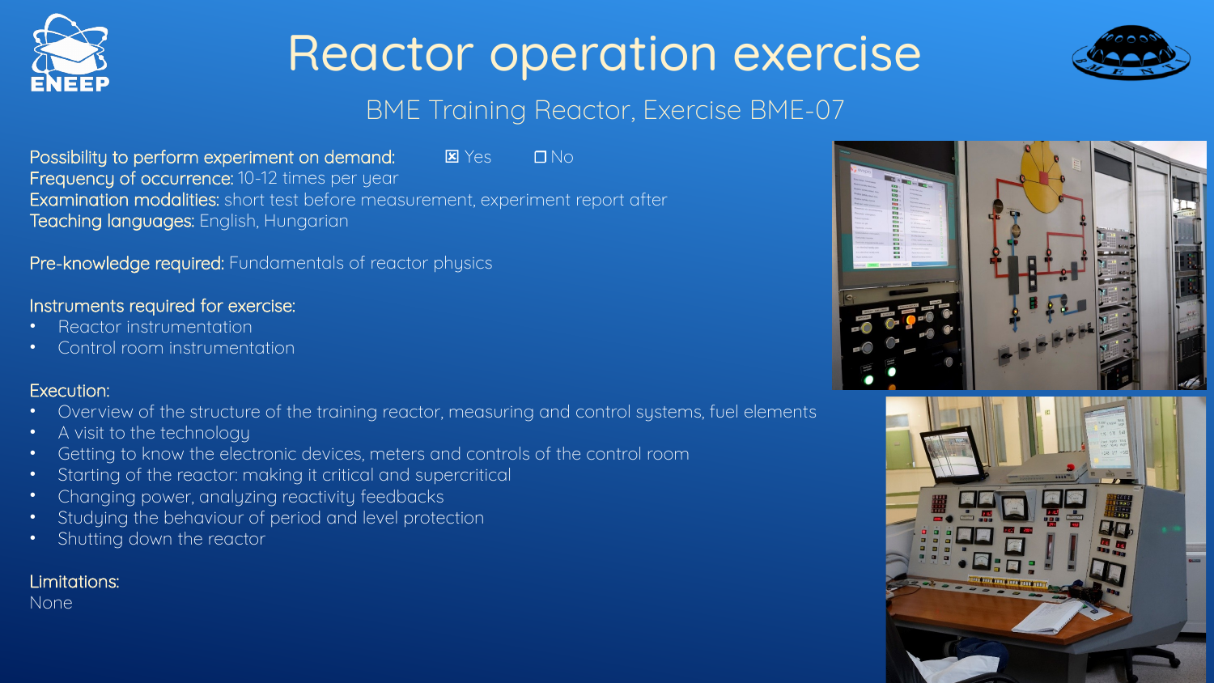# Reactor operation exercise

## BME Training Reactor, Exercise BME-07

**Possibility to perform experiment on demand:** ☒ Yes ☐ No
**Frequency of occurrence:** 10-12 times per year
**Examination modalities:** short test before measurement, experiment report after
**Teaching languages:** English, Hungarian

**Pre-knowledge required:** Fundamentals of reactor physics

**Instruments required for exercise:**

- Reactor instrumentation
- Control room instrumentation

**Execution:**

- Overview of the structure of the training reactor, measuring and control systems, fuel elements
- A visit to the technology
- Getting to know the electronic devices, meters and controls of the control room
- Starting of the reactor: making it critical and supercritical
- Changing power, analyzing reactivity feedbacks
- Studying the behaviour of period and level protection
- Shutting down the reactor

**Limitations:**
None